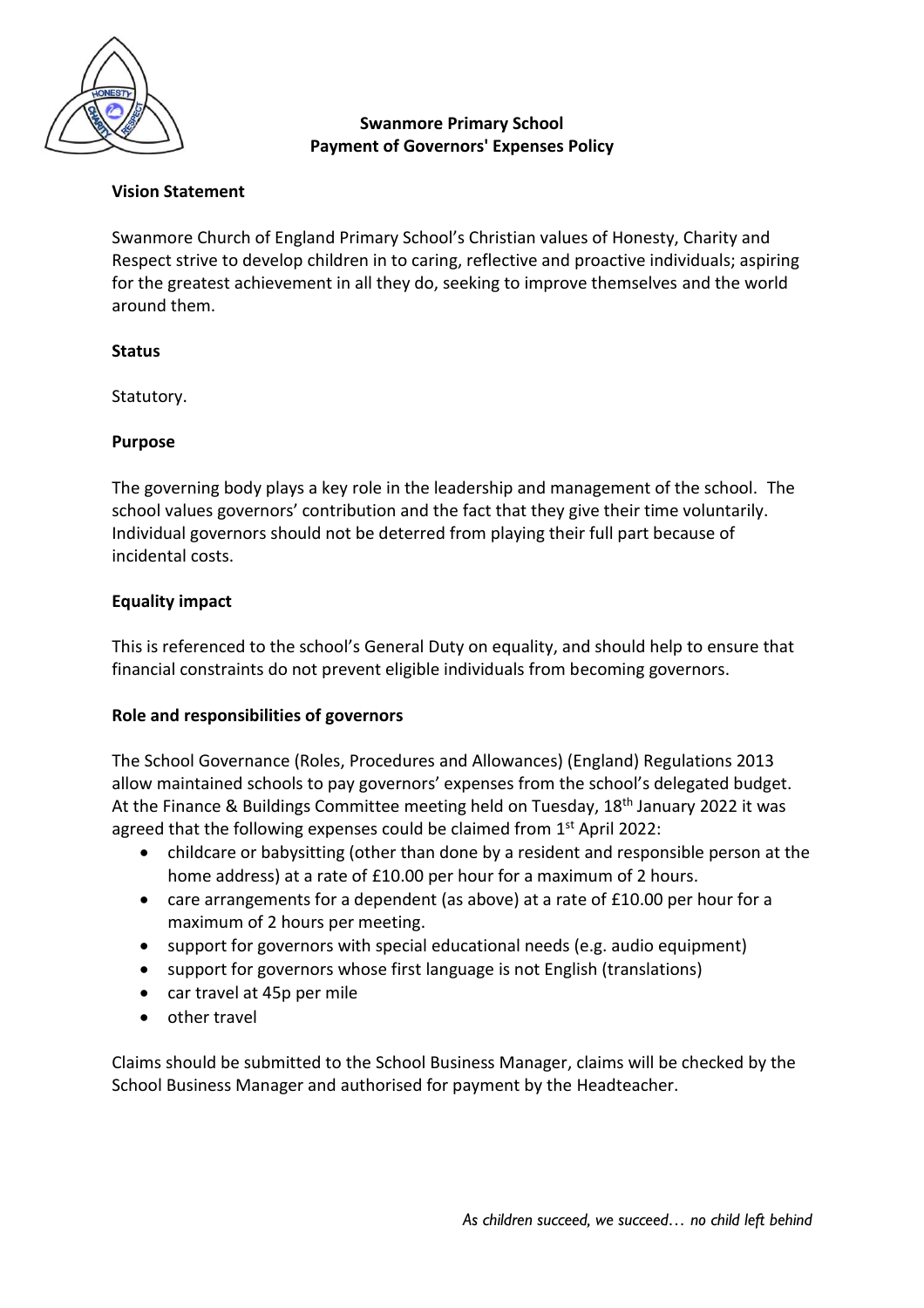# Swanmore Primary School
## Payment of Governors' Expenses Policy

### Vision Statement

Swanmore Church of England Primary School's Christian values of Honesty, Charity and Respect strive to develop children in to caring, reflective and proactive individuals; aspiring for the greatest achievement in all they do, seeking to improve themselves and the world around them.

### Status

Statutory.

### Purpose

The governing body plays a key role in the leadership and management of the school. The school values governors' contribution and the fact that they give their time voluntarily. Individual governors should not be deterred from playing their full part because of incidental costs.

### Equality impact

This is referenced to the school's General Duty on equality, and should help to ensure that financial constraints do not prevent eligible individuals from becoming governors.

### Role and responsibilities of governors

The School Governance (Roles, Procedures and Allowances) (England) Regulations 2013 allow maintained schools to pay governors' expenses from the school's delegated budget. At the Finance & Buildings Committee meeting held on Tuesday, 18th January 2022 it was agreed that the following expenses could be claimed from 1st April 2022:

- childcare or babysitting (other than done by a resident and responsible person at the home address) at a rate of £10.00 per hour for a maximum of 2 hours.
- care arrangements for a dependent (as above) at a rate of £10.00 per hour for a maximum of 2 hours per meeting.
- support for governors with special educational needs (e.g. audio equipment)
- support for governors whose first language is not English (translations)
- car travel at 45p per mile
- other travel

Claims should be submitted to the School Business Manager, claims will be checked by the School Business Manager and authorised for payment by the Headteacher.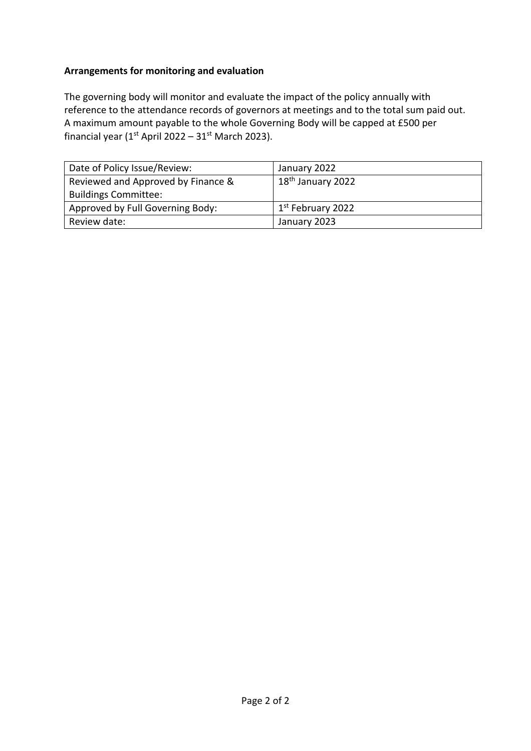**Arrangements for monitoring and evaluation**

The governing body will monitor and evaluate the impact of the policy annually with reference to the attendance records of governors at meetings and to the total sum paid out. A maximum amount payable to the whole Governing Body will be capped at £500 per financial year (1st April 2022 – 31st March 2023).

| | |
|---|---|
| Date of Policy Issue/Review: | January 2022 |
| Reviewed and Approved by Finance & Buildings Committee: | 18th January 2022 |
| Approved by Full Governing Body: | 1st February 2022 |
| Review date: | January 2023 |